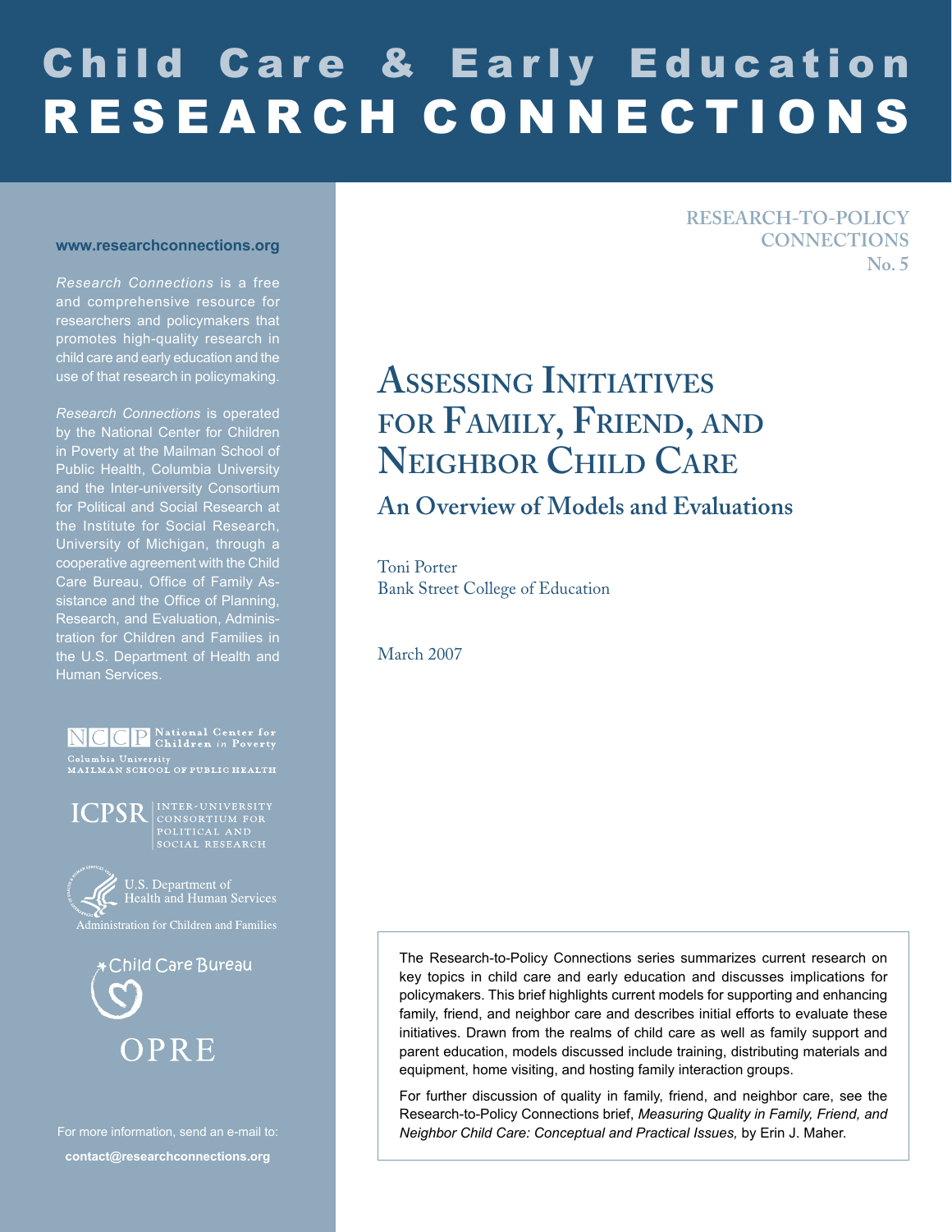# Child Care & Early Education RESEARCH CONNECTIONS

**www.researchconnections.org**

*Research Connections* is a free and comprehensive resource for researchers and policymakers that promotes high-quality research in child care and early education and the use of that research in policymaking.

*Research Connections* is operated by the National Center for Children in Poverty at the Mailman School of Public Health, Columbia University and the Inter-university Consortium for Political and Social Research at the Institute for Social Research, University of Michigan, through a cooperative agreement with the Child Care Bureau, Office of Family Assistance and the Office of Planning, Research, and Evaluation, Administration for Children and Families in the U.S. Department of Health and Human Services.

NCCP National Center for Children in Poverty
Columbia University
MAILMAN SCHOOL OF PUBLIC HEALTH

ICPSR INTER-UNIVERSITY CONSORTIUM FOR POLITICAL AND SOCIAL RESEARCH

U.S. Department of Health and Human Services
Administration for Children and Families

Child Care Bureau

OPRE

For more information, send an e-mail to:
**contact@researchconnections.org**

RESEARCH-TO-POLICY CONNECTIONS
No. 5

## Assessing Initiatives for Family, Friend, and Neighbor Child Care

### An Overview of Models and Evaluations

Toni Porter
Bank Street College of Education

March 2007

The Research-to-Policy Connections series summarizes current research on key topics in child care and early education and discusses implications for policymakers. This brief highlights current models for supporting and enhancing family, friend, and neighbor care and describes initial efforts to evaluate these initiatives. Drawn from the realms of child care as well as family support and parent education, models discussed include training, distributing materials and equipment, home visiting, and hosting family interaction groups.

For further discussion of quality in family, friend, and neighbor care, see the Research-to-Policy Connections brief, *Measuring Quality in Family, Friend, and Neighbor Child Care: Conceptual and Practical Issues,* by Erin J. Maher.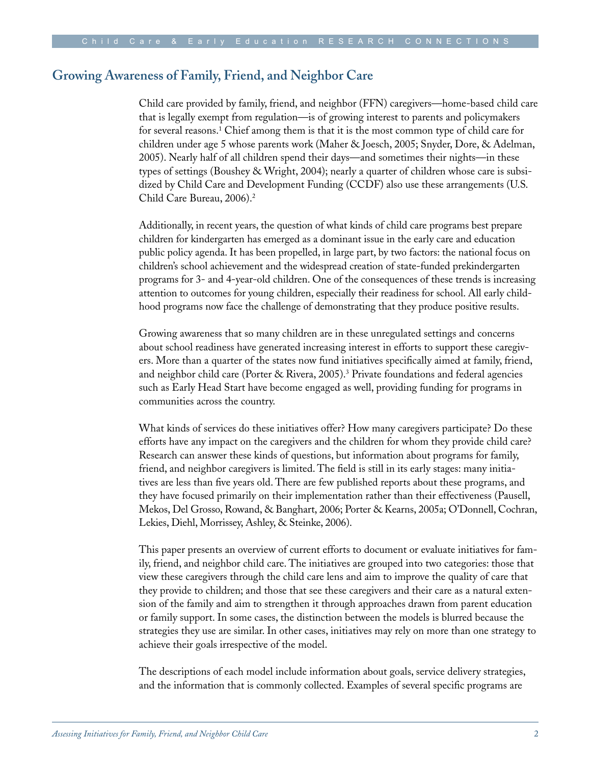## Growing Awareness of Family, Friend, and Neighbor Care

Child care provided by family, friend, and neighbor (FFN) caregivers—home-based child care that is legally exempt from regulation—is of growing interest to parents and policymakers for several reasons.[1] Chief among them is that it is the most common type of child care for children under age 5 whose parents work (Maher & Joesch, 2005; Snyder, Dore, & Adelman, 2005). Nearly half of all children spend their days—and sometimes their nights—in these types of settings (Boushey & Wright, 2004); nearly a quarter of children whose care is subsidized by Child Care and Development Funding (CCDF) also use these arrangements (U.S. Child Care Bureau, 2006).[2]

Additionally, in recent years, the question of what kinds of child care programs best prepare children for kindergarten has emerged as a dominant issue in the early care and education public policy agenda. It has been propelled, in large part, by two factors: the national focus on children's school achievement and the widespread creation of state-funded prekindergarten programs for 3- and 4-year-old children. One of the consequences of these trends is increasing attention to outcomes for young children, especially their readiness for school. All early childhood programs now face the challenge of demonstrating that they produce positive results.

Growing awareness that so many children are in these unregulated settings and concerns about school readiness have generated increasing interest in efforts to support these caregivers. More than a quarter of the states now fund initiatives specifically aimed at family, friend, and neighbor child care (Porter & Rivera, 2005).[3] Private foundations and federal agencies such as Early Head Start have become engaged as well, providing funding for programs in communities across the country.

What kinds of services do these initiatives offer? How many caregivers participate? Do these efforts have any impact on the caregivers and the children for whom they provide child care? Research can answer these kinds of questions, but information about programs for family, friend, and neighbor caregivers is limited. The field is still in its early stages: many initiatives are less than five years old. There are few published reports about these programs, and they have focused primarily on their implementation rather than their effectiveness (Pausell, Mekos, Del Grosso, Rowand, & Banghart, 2006; Porter & Kearns, 2005a; O'Donnell, Cochran, Lekies, Diehl, Morrissey, Ashley, & Steinke, 2006).

This paper presents an overview of current efforts to document or evaluate initiatives for family, friend, and neighbor child care. The initiatives are grouped into two categories: those that view these caregivers through the child care lens and aim to improve the quality of care that they provide to children; and those that see these caregivers and their care as a natural extension of the family and aim to strengthen it through approaches drawn from parent education or family support. In some cases, the distinction between the models is blurred because the strategies they use are similar. In other cases, initiatives may rely on more than one strategy to achieve their goals irrespective of the model.

The descriptions of each model include information about goals, service delivery strategies, and the information that is commonly collected. Examples of several specific programs are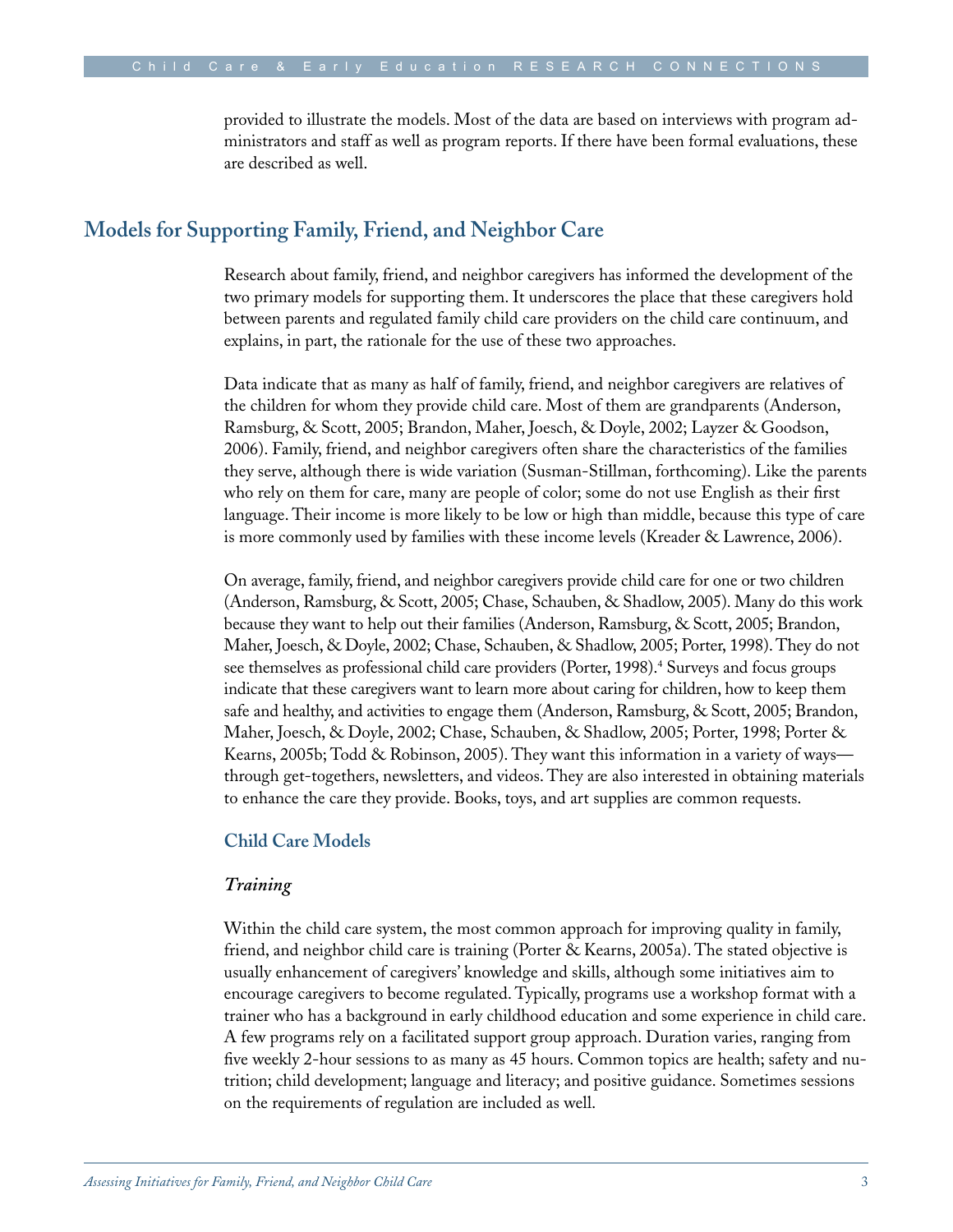provided to illustrate the models. Most of the data are based on interviews with program administrators and staff as well as program reports. If there have been formal evaluations, these are described as well.

## Models for Supporting Family, Friend, and Neighbor Care

Research about family, friend, and neighbor caregivers has informed the development of the two primary models for supporting them. It underscores the place that these caregivers hold between parents and regulated family child care providers on the child care continuum, and explains, in part, the rationale for the use of these two approaches.

Data indicate that as many as half of family, friend, and neighbor caregivers are relatives of the children for whom they provide child care. Most of them are grandparents (Anderson, Ramsburg, & Scott, 2005; Brandon, Maher, Joesch, & Doyle, 2002; Layzer & Goodson, 2006). Family, friend, and neighbor caregivers often share the characteristics of the families they serve, although there is wide variation (Susman-Stillman, forthcoming). Like the parents who rely on them for care, many are people of color; some do not use English as their first language. Their income is more likely to be low or high than middle, because this type of care is more commonly used by families with these income levels (Kreader & Lawrence, 2006).

On average, family, friend, and neighbor caregivers provide child care for one or two children (Anderson, Ramsburg, & Scott, 2005; Chase, Schauben, & Shadlow, 2005). Many do this work because they want to help out their families (Anderson, Ramsburg, & Scott, 2005; Brandon, Maher, Joesch, & Doyle, 2002; Chase, Schauben, & Shadlow, 2005; Porter, 1998). They do not see themselves as professional child care providers (Porter, 1998).[4] Surveys and focus groups indicate that these caregivers want to learn more about caring for children, how to keep them safe and healthy, and activities to engage them (Anderson, Ramsburg, & Scott, 2005; Brandon, Maher, Joesch, & Doyle, 2002; Chase, Schauben, & Shadlow, 2005; Porter, 1998; Porter & Kearns, 2005b; Todd & Robinson, 2005). They want this information in a variety of ways—through get-togethers, newsletters, and videos. They are also interested in obtaining materials to enhance the care they provide. Books, toys, and art supplies are common requests.

### Child Care Models

#### *Training*

Within the child care system, the most common approach for improving quality in family, friend, and neighbor child care is training (Porter & Kearns, 2005a). The stated objective is usually enhancement of caregivers' knowledge and skills, although some initiatives aim to encourage caregivers to become regulated. Typically, programs use a workshop format with a trainer who has a background in early childhood education and some experience in child care. A few programs rely on a facilitated support group approach. Duration varies, ranging from five weekly 2-hour sessions to as many as 45 hours. Common topics are health; safety and nutrition; child development; language and literacy; and positive guidance. Sometimes sessions on the requirements of regulation are included as well.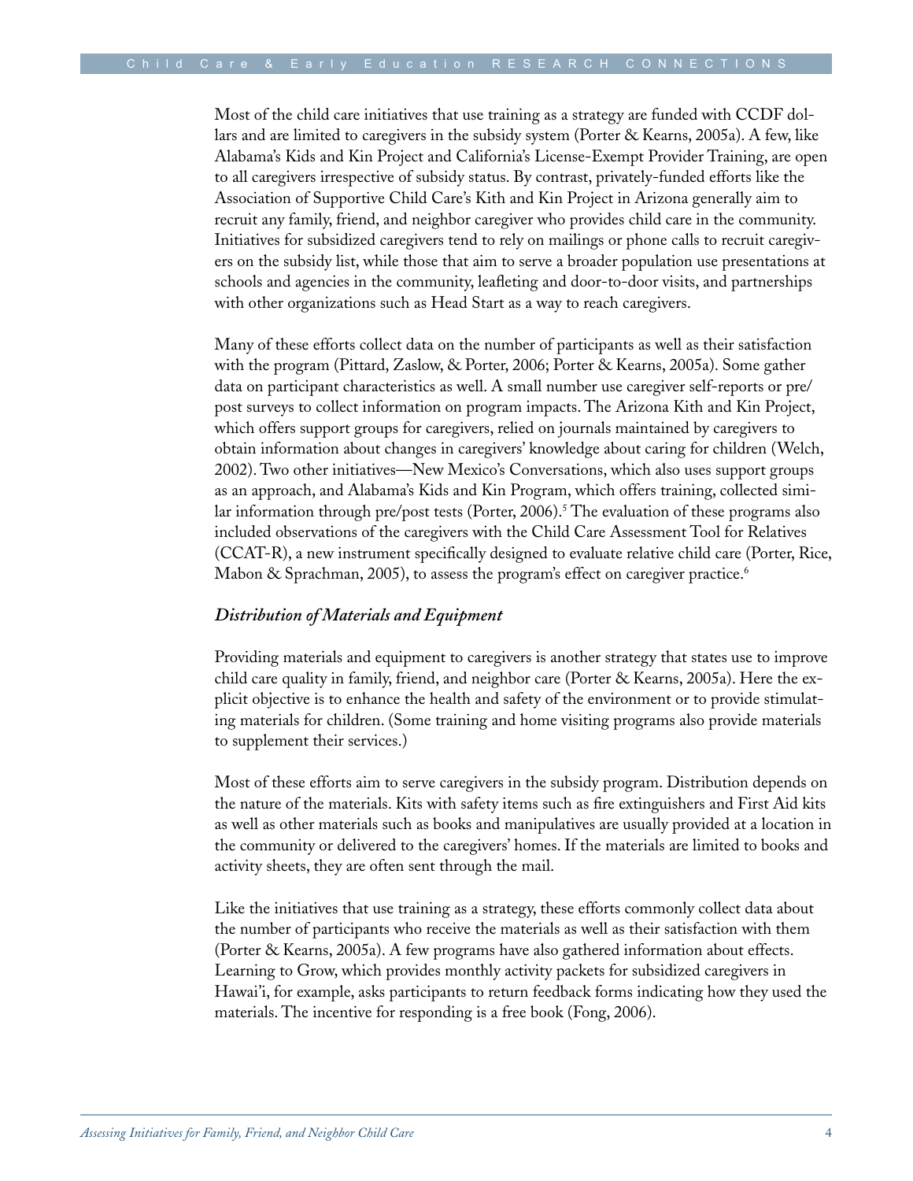Most of the child care initiatives that use training as a strategy are funded with CCDF dollars and are limited to caregivers in the subsidy system (Porter & Kearns, 2005a). A few, like Alabama's Kids and Kin Project and California's License-Exempt Provider Training, are open to all caregivers irrespective of subsidy status. By contrast, privately-funded efforts like the Association of Supportive Child Care's Kith and Kin Project in Arizona generally aim to recruit any family, friend, and neighbor caregiver who provides child care in the community. Initiatives for subsidized caregivers tend to rely on mailings or phone calls to recruit caregivers on the subsidy list, while those that aim to serve a broader population use presentations at schools and agencies in the community, leafleting and door-to-door visits, and partnerships with other organizations such as Head Start as a way to reach caregivers.

Many of these efforts collect data on the number of participants as well as their satisfaction with the program (Pittard, Zaslow, & Porter, 2006; Porter & Kearns, 2005a). Some gather data on participant characteristics as well. A small number use caregiver self-reports or pre/post surveys to collect information on program impacts. The Arizona Kith and Kin Project, which offers support groups for caregivers, relied on journals maintained by caregivers to obtain information about changes in caregivers' knowledge about caring for children (Welch, 2002). Two other initiatives—New Mexico's Conversations, which also uses support groups as an approach, and Alabama's Kids and Kin Program, which offers training, collected similar information through pre/post tests (Porter, 2006).[5] The evaluation of these programs also included observations of the caregivers with the Child Care Assessment Tool for Relatives (CCAT-R), a new instrument specifically designed to evaluate relative child care (Porter, Rice, Mabon & Sprachman, 2005), to assess the program's effect on caregiver practice.[6]

### *Distribution of Materials and Equipment*

Providing materials and equipment to caregivers is another strategy that states use to improve child care quality in family, friend, and neighbor care (Porter & Kearns, 2005a). Here the explicit objective is to enhance the health and safety of the environment or to provide stimulating materials for children. (Some training and home visiting programs also provide materials to supplement their services.)

Most of these efforts aim to serve caregivers in the subsidy program. Distribution depends on the nature of the materials. Kits with safety items such as fire extinguishers and First Aid kits as well as other materials such as books and manipulatives are usually provided at a location in the community or delivered to the caregivers' homes. If the materials are limited to books and activity sheets, they are often sent through the mail.

Like the initiatives that use training as a strategy, these efforts commonly collect data about the number of participants who receive the materials as well as their satisfaction with them (Porter & Kearns, 2005a). A few programs have also gathered information about effects. Learning to Grow, which provides monthly activity packets for subsidized caregivers in Hawai'i, for example, asks participants to return feedback forms indicating how they used the materials. The incentive for responding is a free book (Fong, 2006).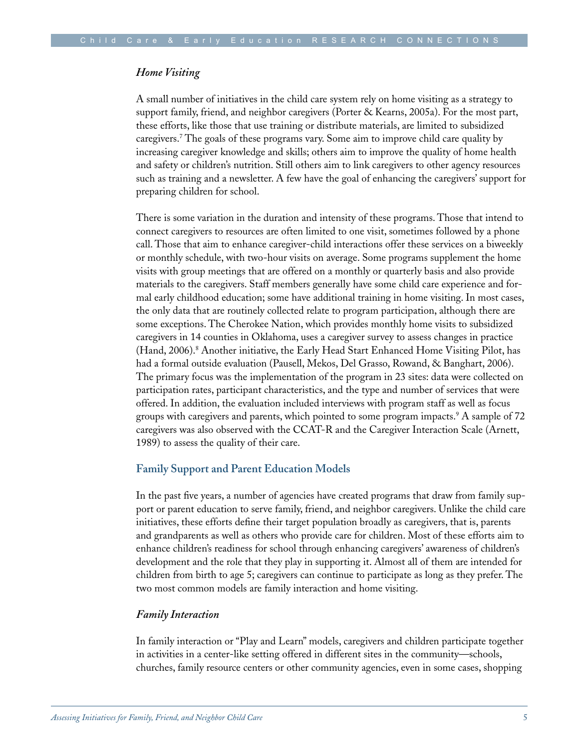### *Home Visiting*

A small number of initiatives in the child care system rely on home visiting as a strategy to support family, friend, and neighbor caregivers (Porter & Kearns, 2005a). For the most part, these efforts, like those that use training or distribute materials, are limited to subsidized caregivers.[7] The goals of these programs vary. Some aim to improve child care quality by increasing caregiver knowledge and skills; others aim to improve the quality of home health and safety or children's nutrition. Still others aim to link caregivers to other agency resources such as training and a newsletter. A few have the goal of enhancing the caregivers' support for preparing children for school.

There is some variation in the duration and intensity of these programs. Those that intend to connect caregivers to resources are often limited to one visit, sometimes followed by a phone call. Those that aim to enhance caregiver-child interactions offer these services on a biweekly or monthly schedule, with two-hour visits on average. Some programs supplement the home visits with group meetings that are offered on a monthly or quarterly basis and also provide materials to the caregivers. Staff members generally have some child care experience and formal early childhood education; some have additional training in home visiting. In most cases, the only data that are routinely collected relate to program participation, although there are some exceptions. The Cherokee Nation, which provides monthly home visits to subsidized caregivers in 14 counties in Oklahoma, uses a caregiver survey to assess changes in practice (Hand, 2006).[8] Another initiative, the Early Head Start Enhanced Home Visiting Pilot, has had a formal outside evaluation (Pausell, Mekos, Del Grasso, Rowand, & Banghart, 2006). The primary focus was the implementation of the program in 23 sites: data were collected on participation rates, participant characteristics, and the type and number of services that were offered. In addition, the evaluation included interviews with program staff as well as focus groups with caregivers and parents, which pointed to some program impacts.[9] A sample of 72 caregivers was also observed with the CCAT-R and the Caregiver Interaction Scale (Arnett, 1989) to assess the quality of their care.

## Family Support and Parent Education Models

In the past five years, a number of agencies have created programs that draw from family support or parent education to serve family, friend, and neighbor caregivers. Unlike the child care initiatives, these efforts define their target population broadly as caregivers, that is, parents and grandparents as well as others who provide care for children. Most of these efforts aim to enhance children's readiness for school through enhancing caregivers' awareness of children's development and the role that they play in supporting it. Almost all of them are intended for children from birth to age 5; caregivers can continue to participate as long as they prefer. The two most common models are family interaction and home visiting.

### *Family Interaction*

In family interaction or "Play and Learn" models, caregivers and children participate together in activities in a center-like setting offered in different sites in the community—schools, churches, family resource centers or other community agencies, even in some cases, shopping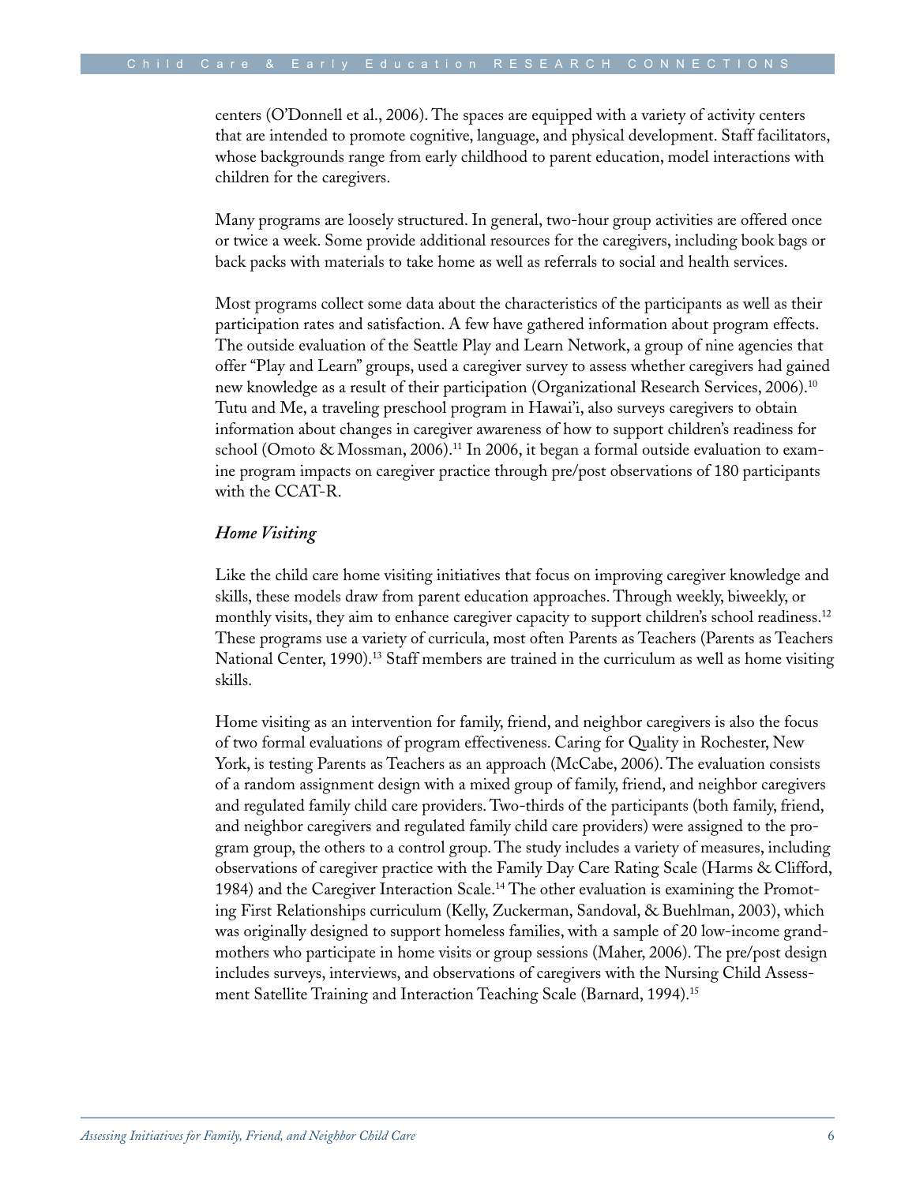centers (O'Donnell et al., 2006). The spaces are equipped with a variety of activity centers that are intended to promote cognitive, language, and physical development. Staff facilitators, whose backgrounds range from early childhood to parent education, model interactions with children for the caregivers.

Many programs are loosely structured. In general, two-hour group activities are offered once or twice a week. Some provide additional resources for the caregivers, including book bags or back packs with materials to take home as well as referrals to social and health services.

Most programs collect some data about the characteristics of the participants as well as their participation rates and satisfaction. A few have gathered information about program effects. The outside evaluation of the Seattle Play and Learn Network, a group of nine agencies that offer "Play and Learn" groups, used a caregiver survey to assess whether caregivers had gained new knowledge as a result of their participation (Organizational Research Services, 2006).[10] Tutu and Me, a traveling preschool program in Hawai'i, also surveys caregivers to obtain information about changes in caregiver awareness of how to support children's readiness for school (Omoto & Mossman, 2006).[11] In 2006, it began a formal outside evaluation to examine program impacts on caregiver practice through pre/post observations of 180 participants with the CCAT-R.

### *Home Visiting*

Like the child care home visiting initiatives that focus on improving caregiver knowledge and skills, these models draw from parent education approaches. Through weekly, biweekly, or monthly visits, they aim to enhance caregiver capacity to support children's school readiness.[12] These programs use a variety of curricula, most often Parents as Teachers (Parents as Teachers National Center, 1990).[13] Staff members are trained in the curriculum as well as home visiting skills.

Home visiting as an intervention for family, friend, and neighbor caregivers is also the focus of two formal evaluations of program effectiveness. Caring for Quality in Rochester, New York, is testing Parents as Teachers as an approach (McCabe, 2006). The evaluation consists of a random assignment design with a mixed group of family, friend, and neighbor caregivers and regulated family child care providers. Two-thirds of the participants (both family, friend, and neighbor caregivers and regulated family child care providers) were assigned to the program group, the others to a control group. The study includes a variety of measures, including observations of caregiver practice with the Family Day Care Rating Scale (Harms & Clifford, 1984) and the Caregiver Interaction Scale.[14] The other evaluation is examining the Promoting First Relationships curriculum (Kelly, Zuckerman, Sandoval, & Buehlman, 2003), which was originally designed to support homeless families, with a sample of 20 low-income grandmothers who participate in home visits or group sessions (Maher, 2006). The pre/post design includes surveys, interviews, and observations of caregivers with the Nursing Child Assessment Satellite Training and Interaction Teaching Scale (Barnard, 1994).[15]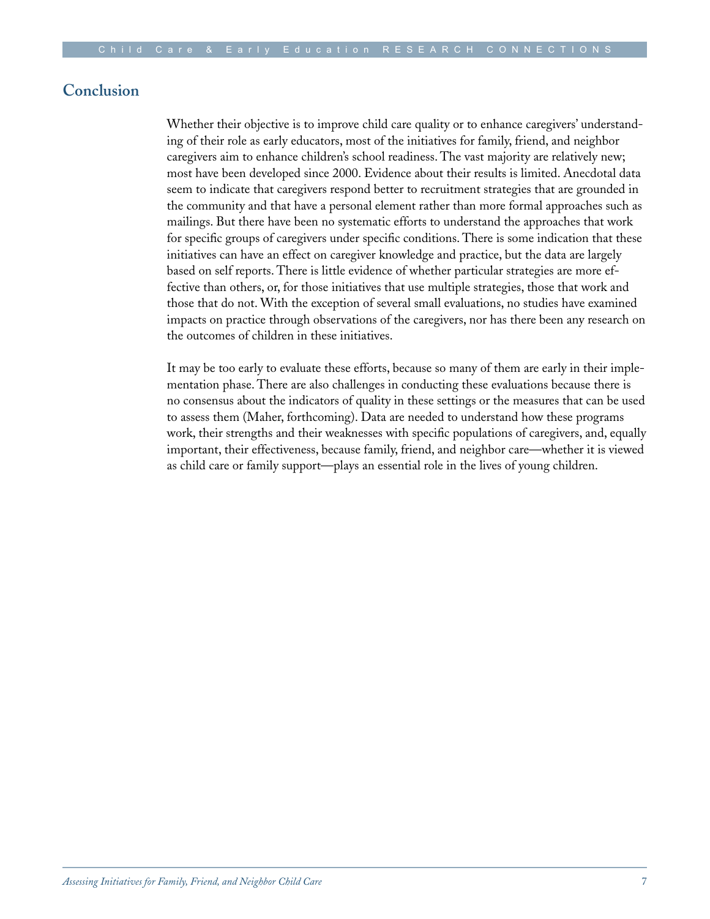## Conclusion

Whether their objective is to improve child care quality or to enhance caregivers' understanding of their role as early educators, most of the initiatives for family, friend, and neighbor caregivers aim to enhance children's school readiness. The vast majority are relatively new; most have been developed since 2000. Evidence about their results is limited. Anecdotal data seem to indicate that caregivers respond better to recruitment strategies that are grounded in the community and that have a personal element rather than more formal approaches such as mailings. But there have been no systematic efforts to understand the approaches that work for specific groups of caregivers under specific conditions. There is some indication that these initiatives can have an effect on caregiver knowledge and practice, but the data are largely based on self reports. There is little evidence of whether particular strategies are more effective than others, or, for those initiatives that use multiple strategies, those that work and those that do not. With the exception of several small evaluations, no studies have examined impacts on practice through observations of the caregivers, nor has there been any research on the outcomes of children in these initiatives.

It may be too early to evaluate these efforts, because so many of them are early in their implementation phase. There are also challenges in conducting these evaluations because there is no consensus about the indicators of quality in these settings or the measures that can be used to assess them (Maher, forthcoming). Data are needed to understand how these programs work, their strengths and their weaknesses with specific populations of caregivers, and, equally important, their effectiveness, because family, friend, and neighbor care—whether it is viewed as child care or family support—plays an essential role in the lives of young children.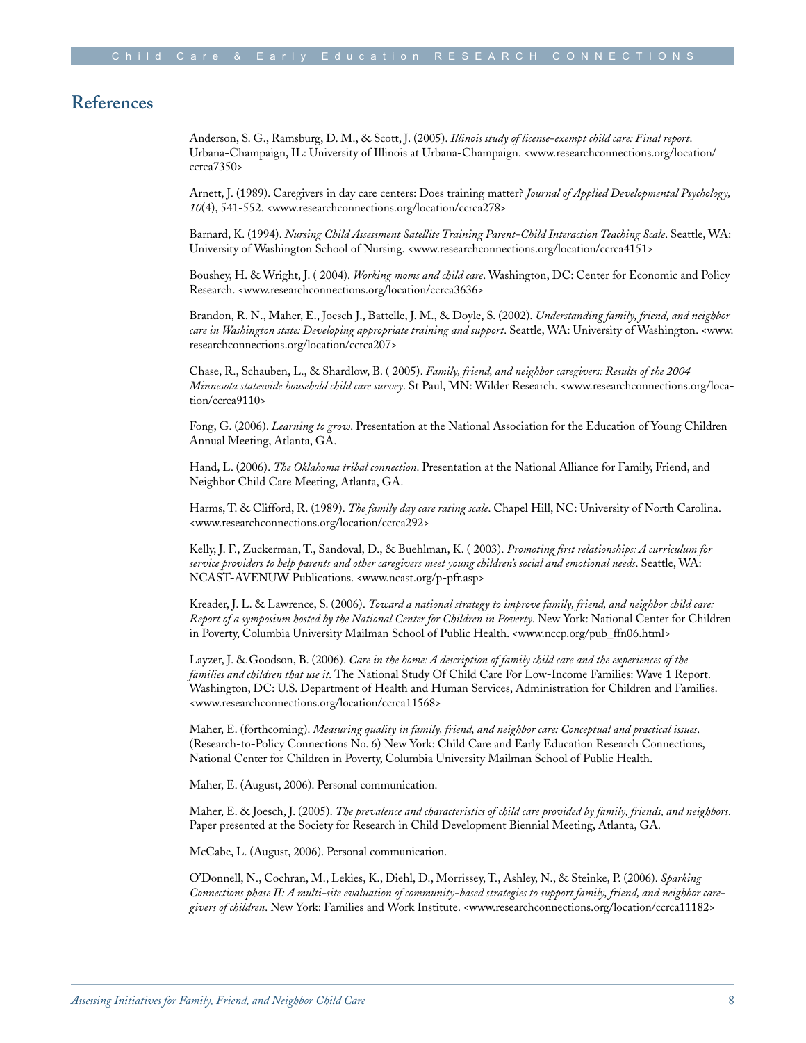## References

Anderson, S. G., Ramsburg, D. M., & Scott, J. (2005). *Illinois study of license-exempt child care: Final report*. Urbana-Champaign, IL: University of Illinois at Urbana-Champaign. <www.researchconnections.org/location/ccrca7350>

Arnett, J. (1989). Caregivers in day care centers: Does training matter? *Journal of Applied Developmental Psychology, 10*(4), 541-552. <www.researchconnections.org/location/ccrca278>

Barnard, K. (1994). *Nursing Child Assessment Satellite Training Parent-Child Interaction Teaching Scale*. Seattle, WA: University of Washington School of Nursing. <www.researchconnections.org/location/ccrca4151>

Boushey, H. & Wright, J. ( 2004). *Working moms and child care*. Washington, DC: Center for Economic and Policy Research. <www.researchconnections.org/location/ccrca3636>

Brandon, R. N., Maher, E., Joesch J., Battelle, J. M., & Doyle, S. (2002). *Understanding family, friend, and neighbor care in Washington state: Developing appropriate training and support*. Seattle, WA: University of Washington. <www.researchconnections.org/location/ccrca207>

Chase, R., Schauben, L., & Shardlow, B. ( 2005). *Family, friend, and neighbor caregivers: Results of the 2004 Minnesota statewide household child care survey*. St Paul, MN: Wilder Research. <www.researchconnections.org/location/ccrca9110>

Fong, G. (2006). *Learning to grow*. Presentation at the National Association for the Education of Young Children Annual Meeting, Atlanta, GA.

Hand, L. (2006). *The Oklahoma tribal connection*. Presentation at the National Alliance for Family, Friend, and Neighbor Child Care Meeting, Atlanta, GA.

Harms, T. & Clifford, R. (1989). *The family day care rating scale*. Chapel Hill, NC: University of North Carolina. <www.researchconnections.org/location/ccrca292>

Kelly, J. F., Zuckerman, T., Sandoval, D., & Buehlman, K. ( 2003). *Promoting first relationships: A curriculum for service providers to help parents and other caregivers meet young children's social and emotional needs*. Seattle, WA: NCAST-AVENUW Publications. <www.ncast.org/p-pfr.asp>

Kreader, J. L. & Lawrence, S. (2006). *Toward a national strategy to improve family, friend, and neighbor child care: Report of a symposium hosted by the National Center for Children in Poverty*. New York: National Center for Children in Poverty, Columbia University Mailman School of Public Health. <www.nccp.org/pub_ffn06.html>

Layzer, J. & Goodson, B. (2006). *Care in the home: A description of family child care and the experiences of the families and children that use it.* The National Study Of Child Care For Low-Income Families: Wave 1 Report. Washington, DC: U.S. Department of Health and Human Services, Administration for Children and Families. <www.researchconnections.org/location/ccrca11568>

Maher, E. (forthcoming). *Measuring quality in family, friend, and neighbor care: Conceptual and practical issues*. (Research-to-Policy Connections No. 6) New York: Child Care and Early Education Research Connections, National Center for Children in Poverty, Columbia University Mailman School of Public Health.

Maher, E. (August, 2006). Personal communication.

Maher, E. & Joesch, J. (2005). *The prevalence and characteristics of child care provided by family, friends, and neighbors*. Paper presented at the Society for Research in Child Development Biennial Meeting, Atlanta, GA.

McCabe, L. (August, 2006). Personal communication.

O'Donnell, N., Cochran, M., Lekies, K., Diehl, D., Morrissey, T., Ashley, N., & Steinke, P. (2006). *Sparking Connections phase II: A multi-site evaluation of community-based strategies to support family, friend, and neighbor caregivers of children*. New York: Families and Work Institute. <www.researchconnections.org/location/ccrca11182>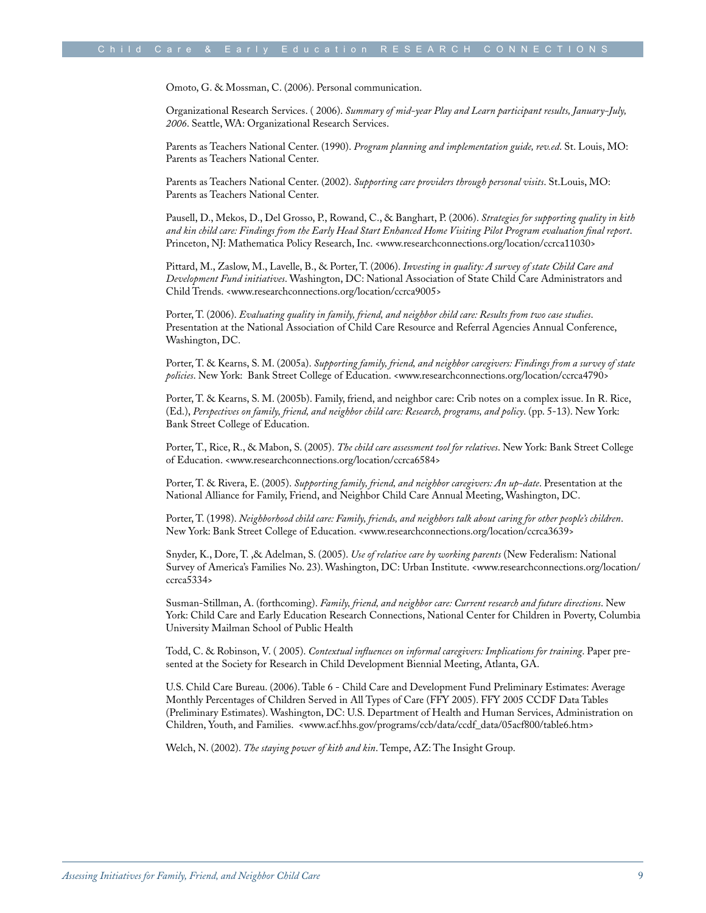Omoto, G. & Mossman, C. (2006). Personal communication.

Organizational Research Services. ( 2006). *Summary of mid-year Play and Learn participant results, January-July, 2006*. Seattle, WA: Organizational Research Services.

Parents as Teachers National Center. (1990). *Program planning and implementation guide, rev.ed*. St. Louis, MO: Parents as Teachers National Center.

Parents as Teachers National Center. (2002). *Supporting care providers through personal visits*. St.Louis, MO: Parents as Teachers National Center.

Pausell, D., Mekos, D., Del Grosso, P., Rowand, C., & Banghart, P. (2006). *Strategies for supporting quality in kith and kin child care: Findings from the Early Head Start Enhanced Home Visiting Pilot Program evaluation final report*. Princeton, NJ: Mathematica Policy Research, Inc. <www.researchconnections.org/location/ccrca11030>

Pittard, M., Zaslow, M., Lavelle, B., & Porter, T. (2006). *Investing in quality: A survey of state Child Care and Development Fund initiatives*. Washington, DC: National Association of State Child Care Administrators and Child Trends. <www.researchconnections.org/location/ccrca9005>

Porter, T. (2006). *Evaluating quality in family, friend, and neighbor child care: Results from two case studies*. Presentation at the National Association of Child Care Resource and Referral Agencies Annual Conference, Washington, DC.

Porter, T. & Kearns, S. M. (2005a). *Supporting family, friend, and neighbor caregivers: Findings from a survey of state policies*. New York: Bank Street College of Education. <www.researchconnections.org/location/ccrca4790>

Porter, T. & Kearns, S. M. (2005b). Family, friend, and neighbor care: Crib notes on a complex issue. In R. Rice, (Ed.), *Perspectives on family, friend, and neighbor child care: Research, programs, and policy*. (pp. 5-13). New York: Bank Street College of Education.

Porter, T., Rice, R., & Mabon, S. (2005). *The child care assessment tool for relatives*. New York: Bank Street College of Education. <www.researchconnections.org/location/ccrca6584>

Porter, T. & Rivera, E. (2005). *Supporting family, friend, and neighbor caregivers: An up-date*. Presentation at the National Alliance for Family, Friend, and Neighbor Child Care Annual Meeting, Washington, DC.

Porter, T. (1998). *Neighborhood child care: Family, friends, and neighbors talk about caring for other people's children*. New York: Bank Street College of Education. <www.researchconnections.org/location/ccrca3639>

Snyder, K., Dore, T. ,& Adelman, S. (2005). *Use of relative care by working parents* (New Federalism: National Survey of America's Families No. 23). Washington, DC: Urban Institute. <www.researchconnections.org/location/ccrca5334>

Susman-Stillman, A. (forthcoming). *Family, friend, and neighbor care: Current research and future directions*. New York: Child Care and Early Education Research Connections, National Center for Children in Poverty, Columbia University Mailman School of Public Health

Todd, C. & Robinson, V. ( 2005). *Contextual influences on informal caregivers: Implications for training*. Paper presented at the Society for Research in Child Development Biennial Meeting, Atlanta, GA.

U.S. Child Care Bureau. (2006). Table 6 - Child Care and Development Fund Preliminary Estimates: Average Monthly Percentages of Children Served in All Types of Care (FFY 2005). FFY 2005 CCDF Data Tables (Preliminary Estimates). Washington, DC: U.S. Department of Health and Human Services, Administration on Children, Youth, and Families. <www.acf.hhs.gov/programs/ccb/data/ccdf_data/05acf800/table6.htm>

Welch, N. (2002). *The staying power of kith and kin*. Tempe, AZ: The Insight Group.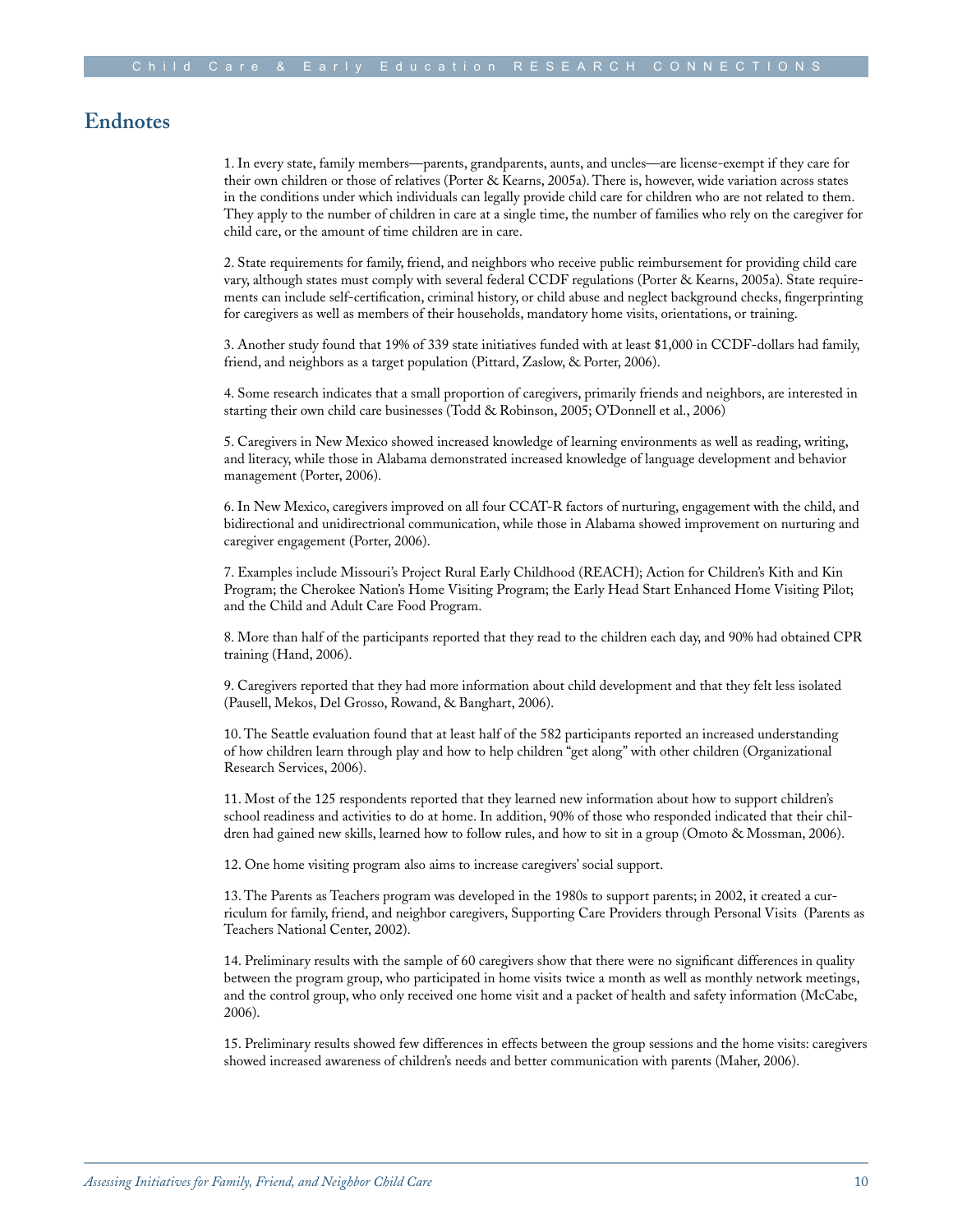## Endnotes

1. In every state, family members—parents, grandparents, aunts, and uncles—are license-exempt if they care for their own children or those of relatives (Porter & Kearns, 2005a). There is, however, wide variation across states in the conditions under which individuals can legally provide child care for children who are not related to them. They apply to the number of children in care at a single time, the number of families who rely on the caregiver for child care, or the amount of time children are in care.

2. State requirements for family, friend, and neighbors who receive public reimbursement for providing child care vary, although states must comply with several federal CCDF regulations (Porter & Kearns, 2005a). State requirements can include self-certification, criminal history, or child abuse and neglect background checks, fingerprinting for caregivers as well as members of their households, mandatory home visits, orientations, or training.

3. Another study found that 19% of 339 state initiatives funded with at least $1,000 in CCDF-dollars had family, friend, and neighbors as a target population (Pittard, Zaslow, & Porter, 2006).

4. Some research indicates that a small proportion of caregivers, primarily friends and neighbors, are interested in starting their own child care businesses (Todd & Robinson, 2005; O'Donnell et al., 2006)

5. Caregivers in New Mexico showed increased knowledge of learning environments as well as reading, writing, and literacy, while those in Alabama demonstrated increased knowledge of language development and behavior management (Porter, 2006).

6. In New Mexico, caregivers improved on all four CCAT-R factors of nurturing, engagement with the child, and bidirectional and unidirectrional communication, while those in Alabama showed improvement on nurturing and caregiver engagement (Porter, 2006).

7. Examples include Missouri's Project Rural Early Childhood (REACH); Action for Children's Kith and Kin Program; the Cherokee Nation's Home Visiting Program; the Early Head Start Enhanced Home Visiting Pilot; and the Child and Adult Care Food Program.

8. More than half of the participants reported that they read to the children each day, and 90% had obtained CPR training (Hand, 2006).

9. Caregivers reported that they had more information about child development and that they felt less isolated (Pausell, Mekos, Del Grosso, Rowand, & Banghart, 2006).

10. The Seattle evaluation found that at least half of the 582 participants reported an increased understanding of how children learn through play and how to help children "get along" with other children (Organizational Research Services, 2006).

11. Most of the 125 respondents reported that they learned new information about how to support children's school readiness and activities to do at home. In addition, 90% of those who responded indicated that their children had gained new skills, learned how to follow rules, and how to sit in a group (Omoto & Mossman, 2006).

12. One home visiting program also aims to increase caregivers' social support.

13. The Parents as Teachers program was developed in the 1980s to support parents; in 2002, it created a curriculum for family, friend, and neighbor caregivers, Supporting Care Providers through Personal Visits (Parents as Teachers National Center, 2002).

14. Preliminary results with the sample of 60 caregivers show that there were no significant differences in quality between the program group, who participated in home visits twice a month as well as monthly network meetings, and the control group, who only received one home visit and a packet of health and safety information (McCabe, 2006).

15. Preliminary results showed few differences in effects between the group sessions and the home visits: caregivers showed increased awareness of children's needs and better communication with parents (Maher, 2006).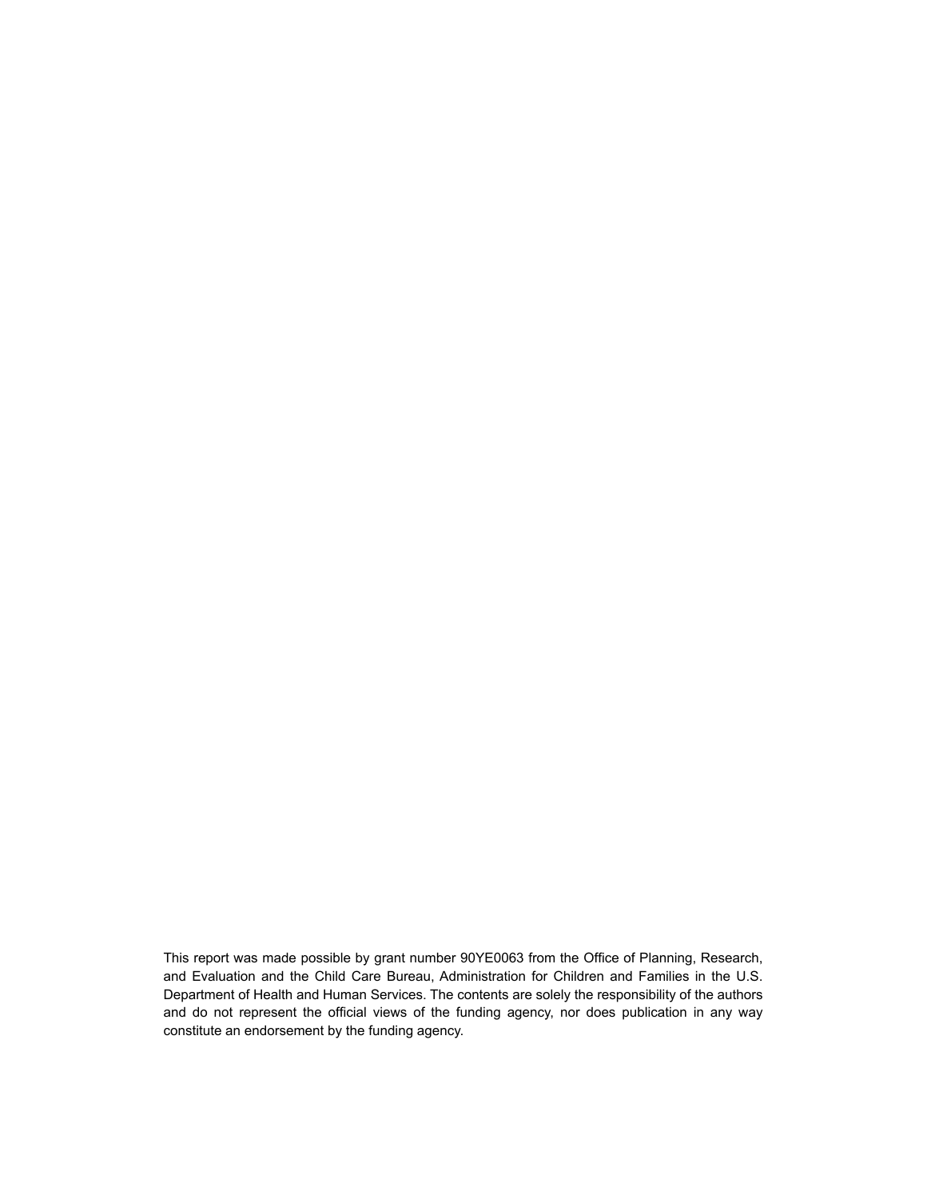This report was made possible by grant number 90YE0063 from the Office of Planning, Research, and Evaluation and the Child Care Bureau, Administration for Children and Families in the U.S. Department of Health and Human Services. The contents are solely the responsibility of the authors and do not represent the official views of the funding agency, nor does publication in any way constitute an endorsement by the funding agency.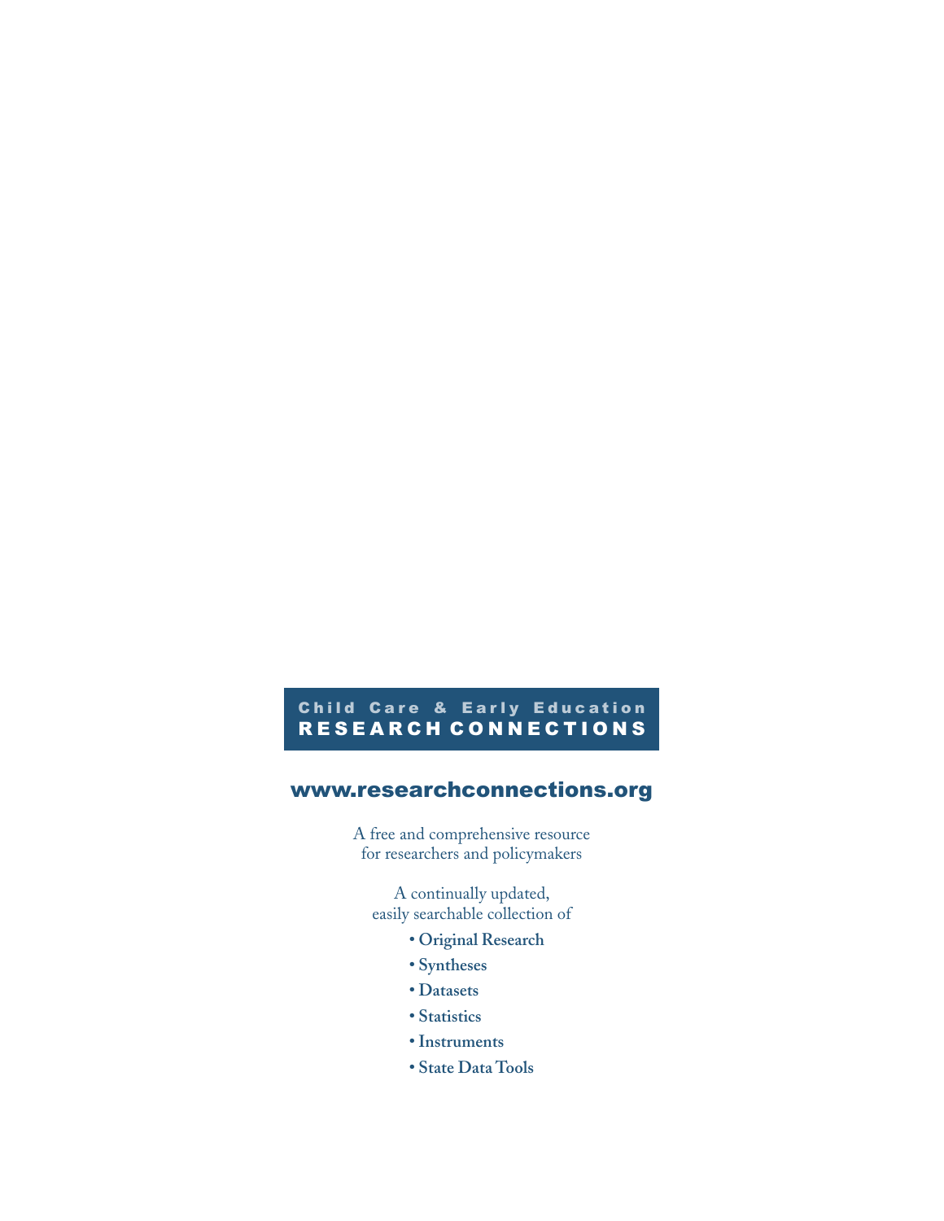**Child Care & Early Education**
**RESEARCH CONNECTIONS**

**www.researchconnections.org**

A free and comprehensive resource
for researchers and policymakers

A continually updated,
easily searchable collection of

- **Original Research**
- **Syntheses**
- **Datasets**
- **Statistics**
- **Instruments**
- **State Data Tools**